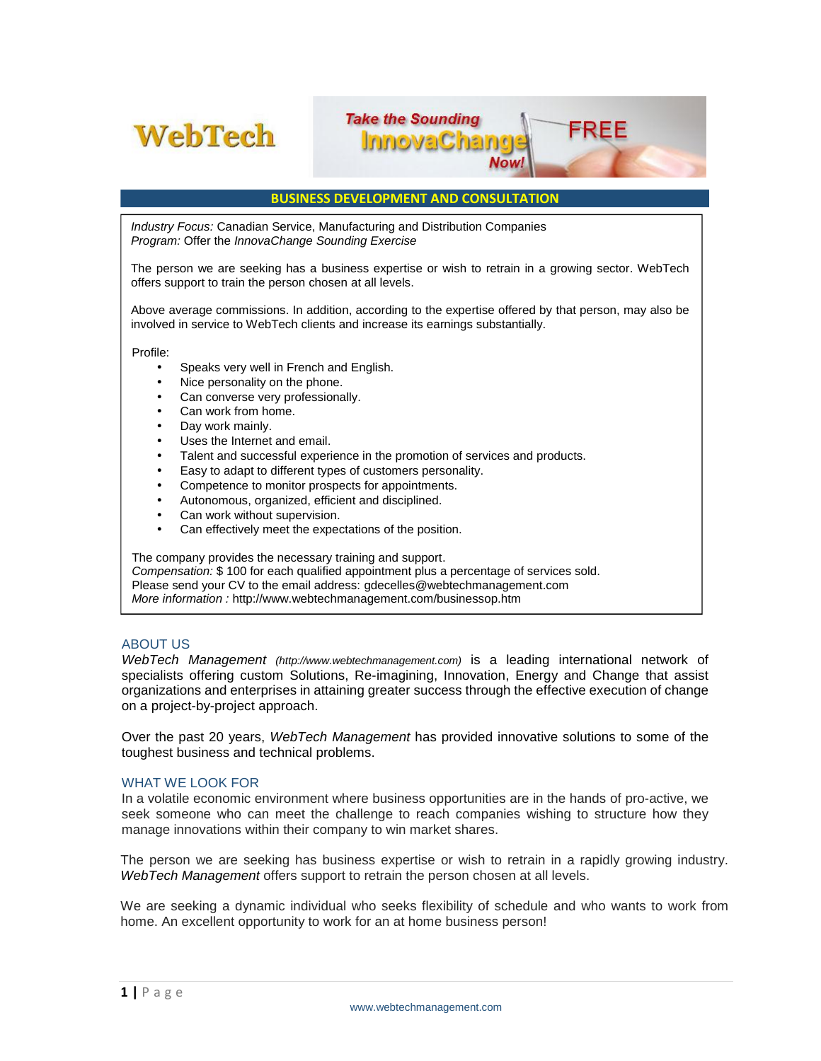# WebTech

Take the Sounding InnovaChange Now! FREE

## BUSINESS DEVELOPMENT AND CONSULTATION

*Industry Focus:* Canadian Service, Manufacturing and Distribution Companies
*Program:* Offer the *InnovaChange Sounding Exercise*

The person we are seeking has a business expertise or wish to retrain in a growing sector. WebTech offers support to train the person chosen at all levels.

Above average commissions. In addition, according to the expertise offered by that person, may also be involved in service to WebTech clients and increase its earnings substantially.

Profile:

- Speaks very well in French and English.
- Nice personality on the phone.
- Can converse very professionally.
- Can work from home.
- Day work mainly.
- Uses the Internet and email.
- Talent and successful experience in the promotion of services and products.
- Easy to adapt to different types of customers personality.
- Competence to monitor prospects for appointments.
- Autonomous, organized, efficient and disciplined.
- Can work without supervision.
- Can effectively meet the expectations of the position.

The company provides the necessary training and support.
*Compensation:* $ 100 for each qualified appointment plus a percentage of services sold.
Please send your CV to the email address: gdecelles@webtechmanagement.com
*More information :* http://www.webtechmanagement.com/businessop.htm

## ABOUT US

*WebTech Management* *(http://www.webtechmanagement.com)* is a leading international network of specialists offering custom Solutions, Re-imagining, Innovation, Energy and Change that assist organizations and enterprises in attaining greater success through the effective execution of change on a project-by-project approach.

Over the past 20 years, *WebTech Management* has provided innovative solutions to some of the toughest business and technical problems.

## WHAT WE LOOK FOR

In a volatile economic environment where business opportunities are in the hands of pro-active, we seek someone who can meet the challenge to reach companies wishing to structure how they manage innovations within their company to win market shares.

The person we are seeking has business expertise or wish to retrain in a rapidly growing industry. *WebTech Management* offers support to retrain the person chosen at all levels.

We are seeking a dynamic individual who seeks flexibility of schedule and who wants to work from home. An excellent opportunity to work for an at home business person!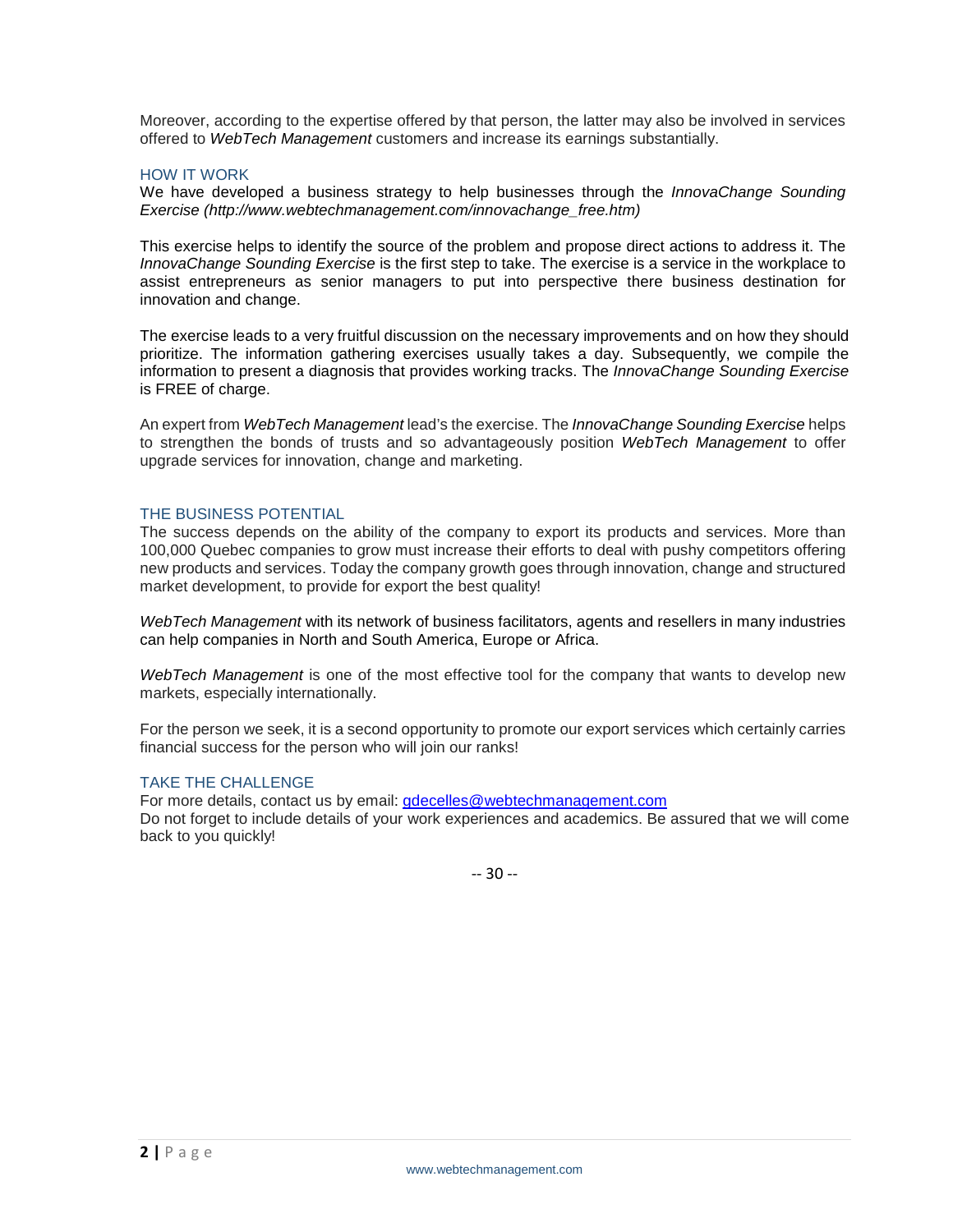Moreover, according to the expertise offered by that person, the latter may also be involved in services offered to *WebTech Management* customers and increase its earnings substantially.

## HOW IT WORK

We have developed a business strategy to help businesses through the *InnovaChange Sounding Exercise (http://www.webtechmanagement.com/innovachange_free.htm)*

This exercise helps to identify the source of the problem and propose direct actions to address it. The *InnovaChange Sounding Exercise* is the first step to take. The exercise is a service in the workplace to assist entrepreneurs as senior managers to put into perspective there business destination for innovation and change.

The exercise leads to a very fruitful discussion on the necessary improvements and on how they should prioritize. The information gathering exercises usually takes a day. Subsequently, we compile the information to present a diagnosis that provides working tracks. The *InnovaChange Sounding Exercise* is FREE of charge.

An expert from *WebTech Management* lead's the exercise. The *InnovaChange Sounding Exercise* helps to strengthen the bonds of trusts and so advantageously position *WebTech Management* to offer upgrade services for innovation, change and marketing.

## THE BUSINESS POTENTIAL

The success depends on the ability of the company to export its products and services. More than 100,000 Quebec companies to grow must increase their efforts to deal with pushy competitors offering new products and services. Today the company growth goes through innovation, change and structured market development, to provide for export the best quality!

*WebTech Management* with its network of business facilitators, agents and resellers in many industries can help companies in North and South America, Europe or Africa.

*WebTech Management* is one of the most effective tool for the company that wants to develop new markets, especially internationally.

For the person we seek, it is a second opportunity to promote our export services which certainly carries financial success for the person who will join our ranks!

## TAKE THE CHALLENGE

For more details, contact us by email: gdecelles@webtechmanagement.com
Do not forget to include details of your work experiences and academics. Be assured that we will come back to you quickly!

-- 30 --